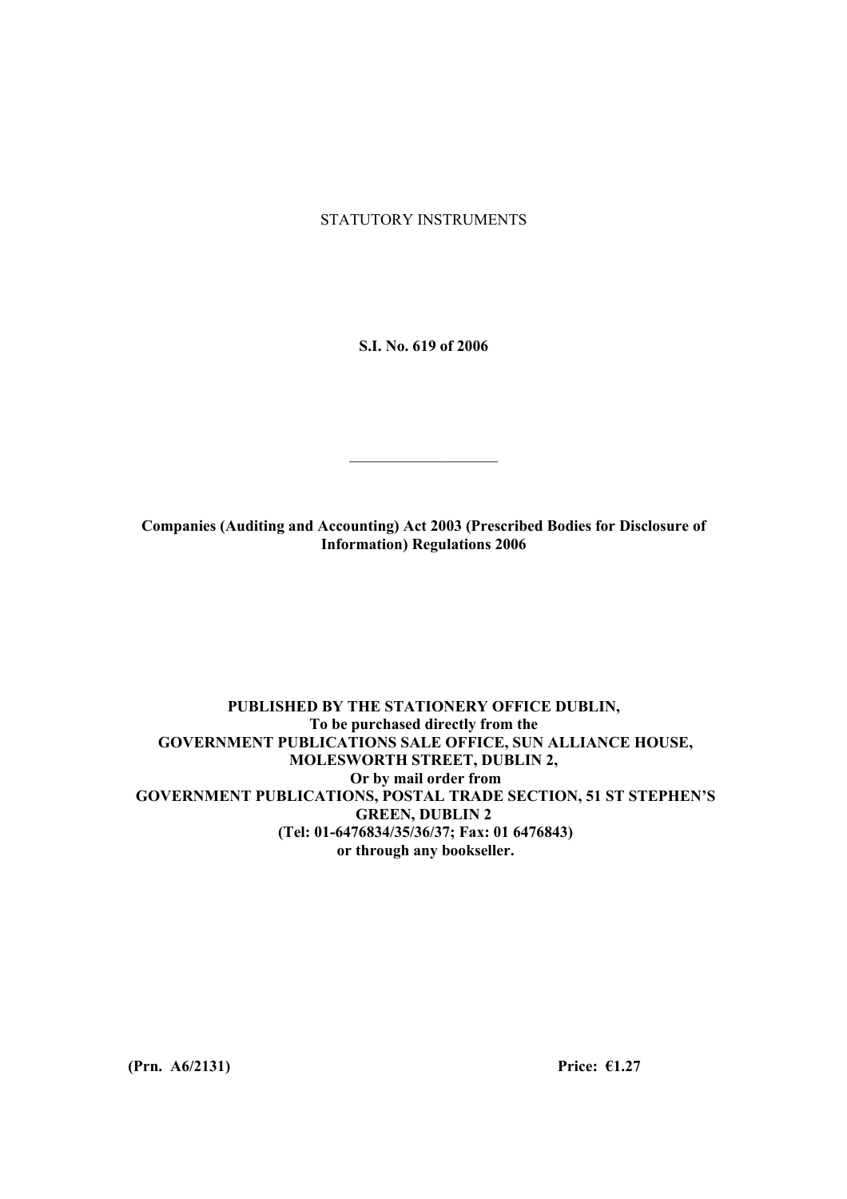STATUTORY INSTRUMENTS

**S.I. No. 619 of 2006**

---

**Companies (Auditing and Accounting) Act 2003 (Prescribed Bodies for Disclosure of Information) Regulations 2006**

**PUBLISHED BY THE STATIONERY OFFICE DUBLIN,**
**To be purchased directly from the**
**GOVERNMENT PUBLICATIONS SALE OFFICE, SUN ALLIANCE HOUSE, MOLESWORTH STREET, DUBLIN 2,**
**Or by mail order from**
**GOVERNMENT PUBLICATIONS, POSTAL TRADE SECTION, 51 ST STEPHEN'S GREEN, DUBLIN 2**
**(Tel: 01-6476834/35/36/37; Fax: 01 6476843)**
**or through any bookseller.**

**(Prn. A6/2131)** **Price: €1.27**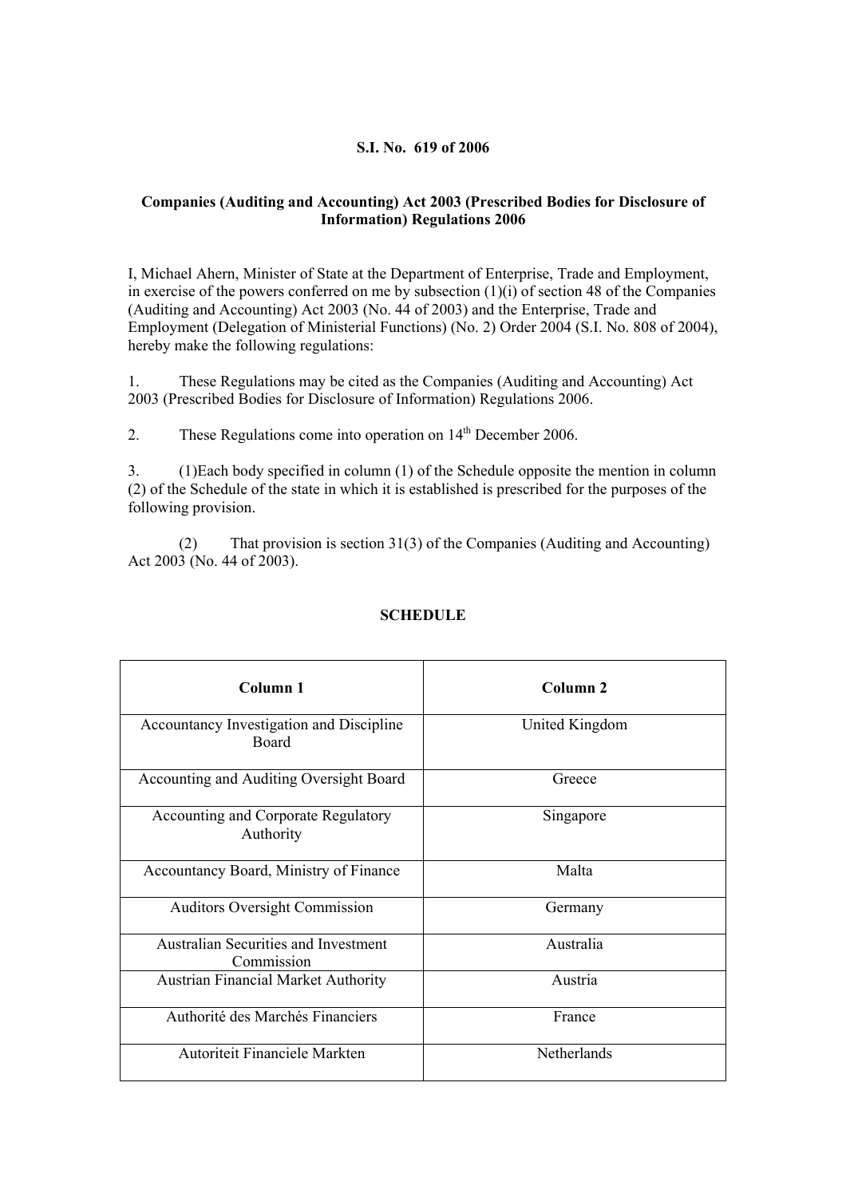**S.I. No. 619 of 2006**

**Companies (Auditing and Accounting) Act 2003 (Prescribed Bodies for Disclosure of Information) Regulations 2006**

I, Michael Ahern, Minister of State at the Department of Enterprise, Trade and Employment, in exercise of the powers conferred on me by subsection (1)(i) of section 48 of the Companies (Auditing and Accounting) Act 2003 (No. 44 of 2003) and the Enterprise, Trade and Employment (Delegation of Ministerial Functions) (No. 2) Order 2004 (S.I. No. 808 of 2004), hereby make the following regulations:

1. These Regulations may be cited as the Companies (Auditing and Accounting) Act 2003 (Prescribed Bodies for Disclosure of Information) Regulations 2006.

2. These Regulations come into operation on 14th December 2006.

3. (1)Each body specified in column (1) of the Schedule opposite the mention in column (2) of the Schedule of the state in which it is established is prescribed for the purposes of the following provision.

(2) That provision is section 31(3) of the Companies (Auditing and Accounting) Act 2003 (No. 44 of 2003).

**SCHEDULE**

| Column 1 | Column 2 |
|---|---|
| Accountancy Investigation and Discipline Board | United Kingdom |
| Accounting and Auditing Oversight Board | Greece |
| Accounting and Corporate Regulatory Authority | Singapore |
| Accountancy Board, Ministry of Finance | Malta |
| Auditors Oversight Commission | Germany |
| Australian Securities and Investment Commission | Australia |
| Austrian Financial Market Authority | Austria |
| Authorité des Marchés Financiers | France |
| Autoriteit Financiele Markten | Netherlands |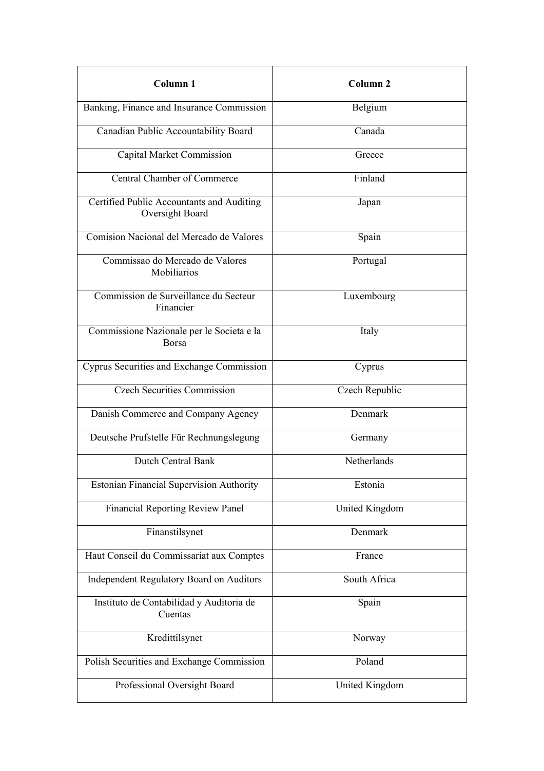| Column 1 | Column 2 |
|---|---|
| Banking, Finance and Insurance Commission | Belgium |
| Canadian Public Accountability Board | Canada |
| Capital Market Commission | Greece |
| Central Chamber of Commerce | Finland |
| Certified Public Accountants and Auditing Oversight Board | Japan |
| Comision Nacional del Mercado de Valores | Spain |
| Commissao do Mercado de Valores Mobiliarios | Portugal |
| Commission de Surveillance du Secteur Financier | Luxembourg |
| Commissione Nazionale per le Societa e la Borsa | Italy |
| Cyprus Securities and Exchange Commission | Cyprus |
| Czech Securities Commission | Czech Republic |
| Danish Commerce and Company Agency | Denmark |
| Deutsche Prufstelle Für Rechnungslegung | Germany |
| Dutch Central Bank | Netherlands |
| Estonian Financial Supervision Authority | Estonia |
| Financial Reporting Review Panel | United Kingdom |
| Finanstilsynet | Denmark |
| Haut Conseil du Commissariat aux Comptes | France |
| Independent Regulatory Board on Auditors | South Africa |
| Instituto de Contabilidad y Auditoria de Cuentas | Spain |
| Kredittilsynet | Norway |
| Polish Securities and Exchange Commission | Poland |
| Professional Oversight Board | United Kingdom |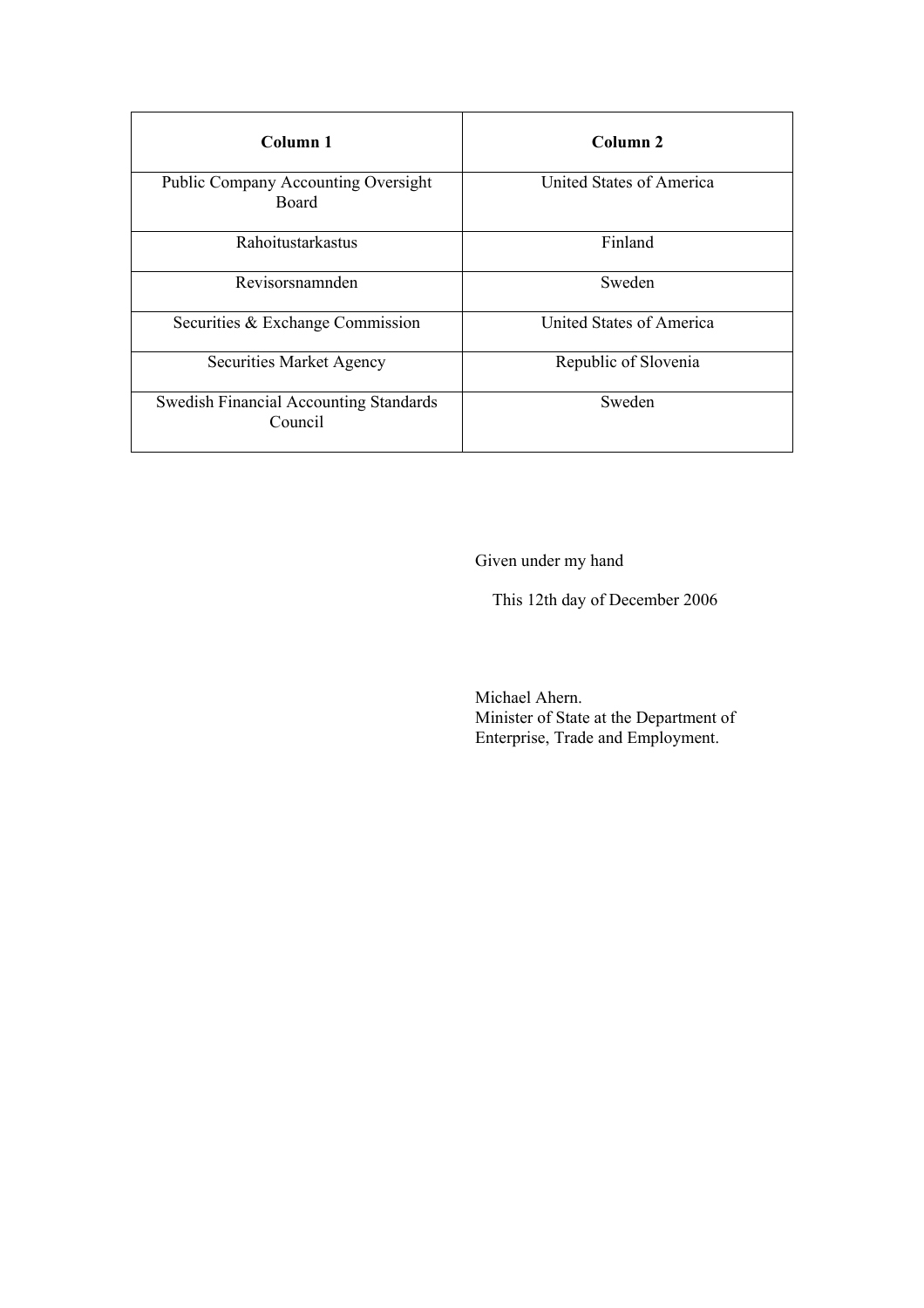| **Column 1** | **Column 2** |
|---|---|
| Public Company Accounting Oversight Board | United States of America |
| Rahoitustarkastus | Finland |
| Revisorsnamnden | Sweden |
| Securities & Exchange Commission | United States of America |
| Securities Market Agency | Republic of Slovenia |
| Swedish Financial Accounting Standards Council | Sweden |

Given under my hand

This 12th day of December 2006

Michael Ahern.
Minister of State at the Department of Enterprise, Trade and Employment.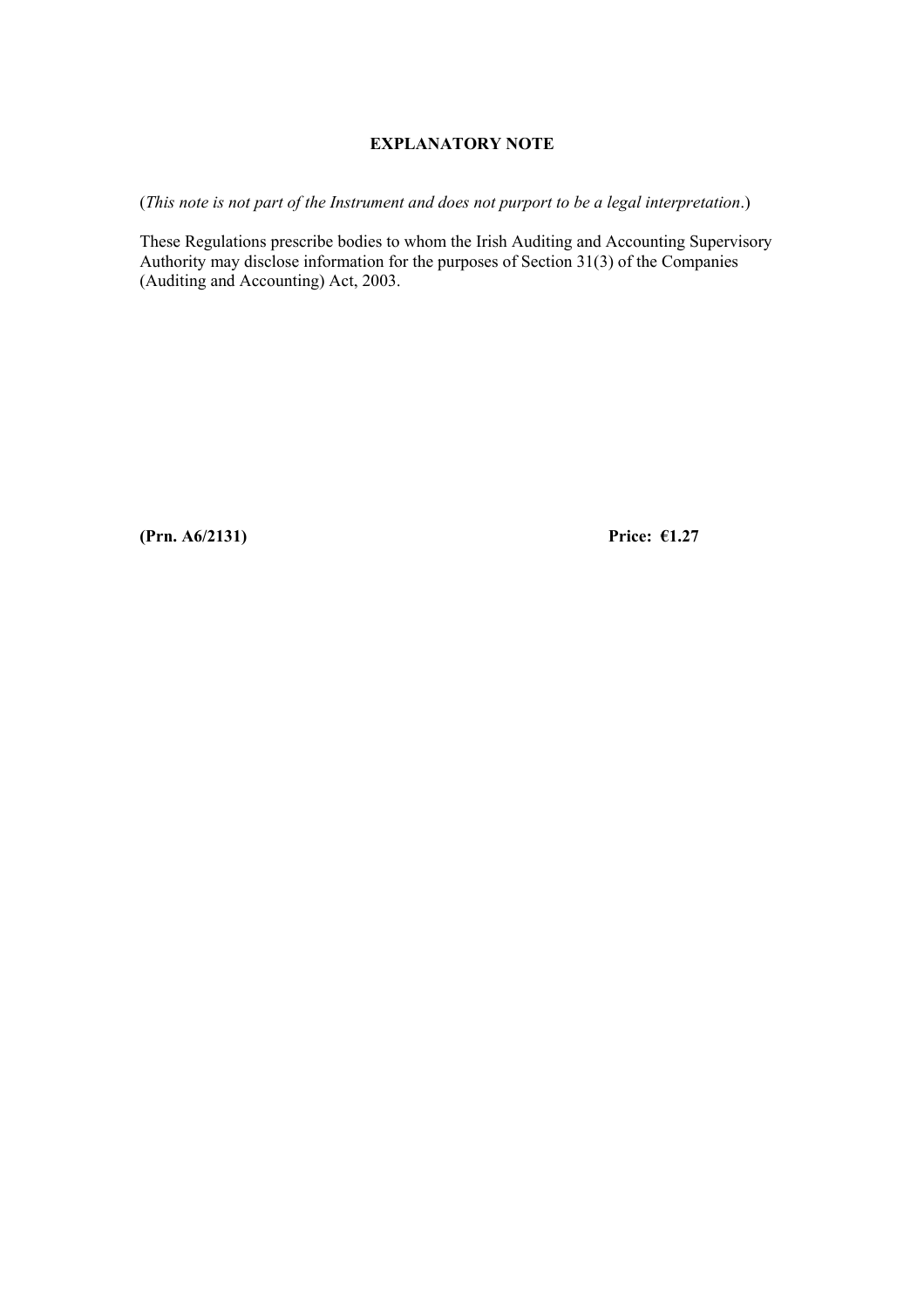## EXPLANATORY NOTE

(*This note is not part of the Instrument and does not purport to be a legal interpretation*.)

These Regulations prescribe bodies to whom the Irish Auditing and Accounting Supervisory Authority may disclose information for the purposes of Section 31(3) of the Companies (Auditing and Accounting) Act, 2003.

**(Prn. A6/2131)** **Price: €1.27**